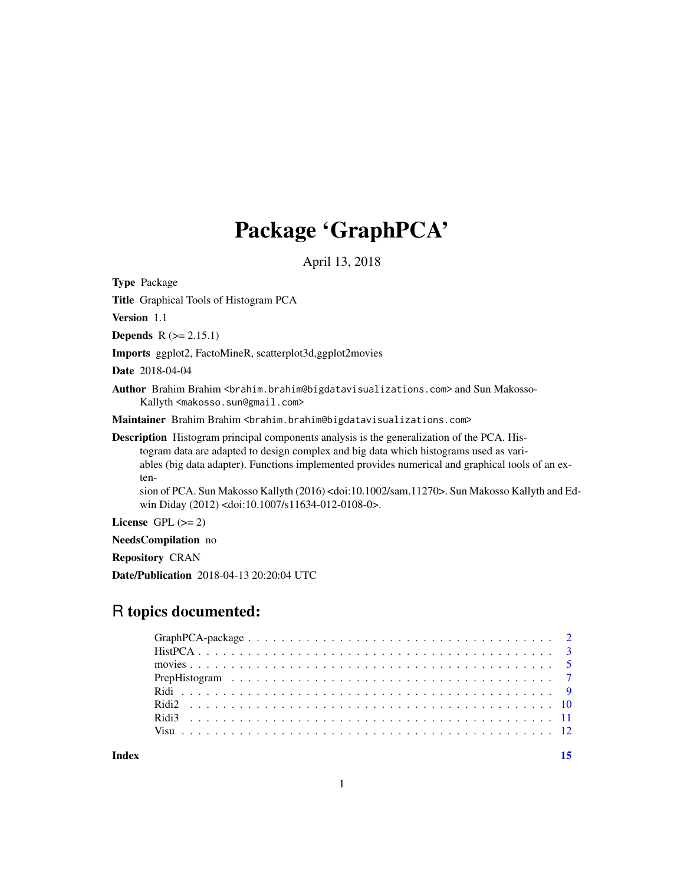# Package 'GraphPCA'

April 13, 2018

**Type** Package

**Title** Graphical Tools of Histogram PCA

**Version** 1.1

**Depends** R (>= 2.15.1)

**Imports** ggplot2, FactoMineR, scatterplot3d,ggplot2movies

**Date** 2018-04-04

**Author** Brahim Brahim <brahim.brahim@bigdatavisualizations.com> and Sun Makosso-Kallyth <makosso.sun@gmail.com>

**Maintainer** Brahim Brahim <brahim.brahim@bigdatavisualizations.com>

**Description** Histogram principal components analysis is the generalization of the PCA. Histogram data are adapted to design complex and big data which histograms used as variables (big data adapter). Functions implemented provides numerical and graphical tools of an extension of PCA. Sun Makosso Kallyth (2016) <doi:10.1002/sam.11270>. Sun Makosso Kallyth and Edwin Diday (2012) <doi:10.1007/s11634-012-0108-0>.

**License** GPL (>= 2)

**NeedsCompilation** no

**Repository** CRAN

**Date/Publication** 2018-04-13 20:20:04 UTC

## R topics documented:

- GraphPCA-package . . . . . . . . . . . . . . . . . . . . . . . . . . . . . . . . . . . 2
- HistPCA . . . . . . . . . . . . . . . . . . . . . . . . . . . . . . . . . . . . . . . . 3
- movies . . . . . . . . . . . . . . . . . . . . . . . . . . . . . . . . . . . . . . . . . 5
- PrepHistogram . . . . . . . . . . . . . . . . . . . . . . . . . . . . . . . . . . . . 7
- Ridi . . . . . . . . . . . . . . . . . . . . . . . . . . . . . . . . . . . . . . . . . . 9
- Ridi2 . . . . . . . . . . . . . . . . . . . . . . . . . . . . . . . . . . . . . . . . . 10
- Ridi3 . . . . . . . . . . . . . . . . . . . . . . . . . . . . . . . . . . . . . . . . . 11
- Visu . . . . . . . . . . . . . . . . . . . . . . . . . . . . . . . . . . . . . . . . . . 12

**Index** 15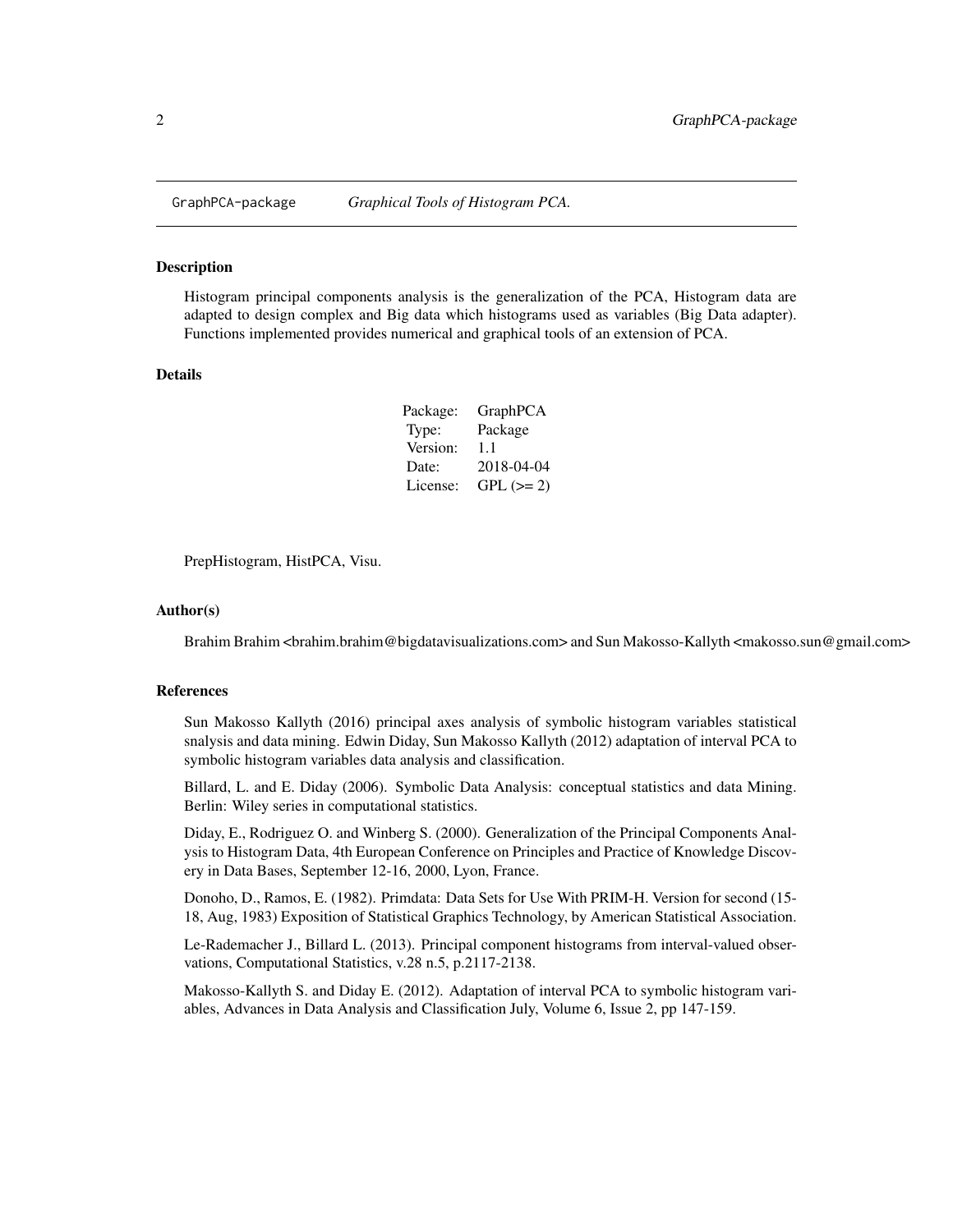GraphPCA-package *Graphical Tools of Histogram PCA.*

### Description

Histogram principal components analysis is the generalization of the PCA, Histogram data are adapted to design complex and Big data which histograms used as variables (Big Data adapter). Functions implemented provides numerical and graphical tools of an extension of PCA.

### Details

| | |
|---|---|
| Package: | GraphPCA |
| Type: | Package |
| Version: | 1.1 |
| Date: | 2018-04-04 |
| License: | GPL (>= 2) |

PrepHistogram, HistPCA, Visu.

### Author(s)

Brahim Brahim <brahim.brahim@bigdatavisualizations.com> and Sun Makosso-Kallyth <makosso.sun@gmail.com>

### References

Sun Makosso Kallyth (2016) principal axes analysis of symbolic histogram variables statistical snalysis and data mining. Edwin Diday, Sun Makosso Kallyth (2012) adaptation of interval PCA to symbolic histogram variables data analysis and classification.

Billard, L. and E. Diday (2006). Symbolic Data Analysis: conceptual statistics and data Mining. Berlin: Wiley series in computational statistics.

Diday, E., Rodriguez O. and Winberg S. (2000). Generalization of the Principal Components Analysis to Histogram Data, 4th European Conference on Principles and Practice of Knowledge Discovery in Data Bases, September 12-16, 2000, Lyon, France.

Donoho, D., Ramos, E. (1982). Primdata: Data Sets for Use With PRIM-H. Version for second (15-18, Aug, 1983) Exposition of Statistical Graphics Technology, by American Statistical Association.

Le-Rademacher J., Billard L. (2013). Principal component histograms from interval-valued observations, Computational Statistics, v.28 n.5, p.2117-2138.

Makosso-Kallyth S. and Diday E. (2012). Adaptation of interval PCA to symbolic histogram variables, Advances in Data Analysis and Classification July, Volume 6, Issue 2, pp 147-159.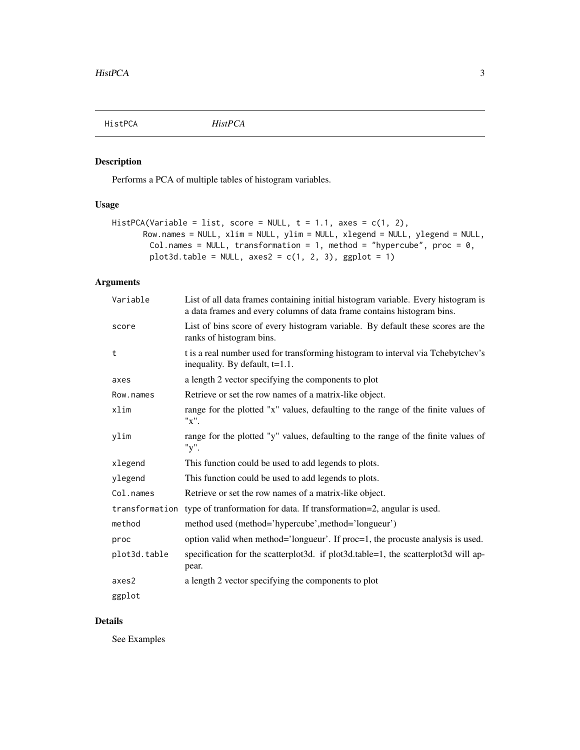## HistPCA *HistPCA*

### Description

Performs a PCA of multiple tables of histogram variables.

### Usage

```
HistPCA(Variable = list, score = NULL, t = 1.1, axes = c(1, 2),
      Row.names = NULL, xlim = NULL, ylim = NULL, xlegend = NULL, ylegend = NULL,
        Col.names = NULL, transformation = 1, method = "hypercube", proc = 0,
        plot3d.table = NULL, axes2 = c(1, 2, 3), ggplot = 1)
```

### Arguments

| | |
|---|---|
| Variable | List of all data frames containing initial histogram variable. Every histogram is a data frames and every columns of data frame contains histogram bins. |
| score | List of bins score of every histogram variable. By default these scores are the ranks of histogram bins. |
| t | t is a real number used for transforming histogram to interval via Tchebytchev's inequality. By default, t=1.1. |
| axes | a length 2 vector specifying the components to plot |
| Row.names | Retrieve or set the row names of a matrix-like object. |
| xlim | range for the plotted "x" values, defaulting to the range of the finite values of "x". |
| ylim | range for the plotted "y" values, defaulting to the range of the finite values of "y". |
| xlegend | This function could be used to add legends to plots. |
| ylegend | This function could be used to add legends to plots. |
| Col.names | Retrieve or set the row names of a matrix-like object. |
| transformation | type of tranformation for data. If transformation=2, angular is used. |
| method | method used (method='hypercube',method='longueur') |
| proc | option valid when method='longueur'. If proc=1, the procuste analysis is used. |
| plot3d.table | specification for the scatterplot3d. if plot3d.table=1, the scatterplot3d will appear. |
| axes2 | a length 2 vector specifying the components to plot |
| ggplot | |

### Details

See Examples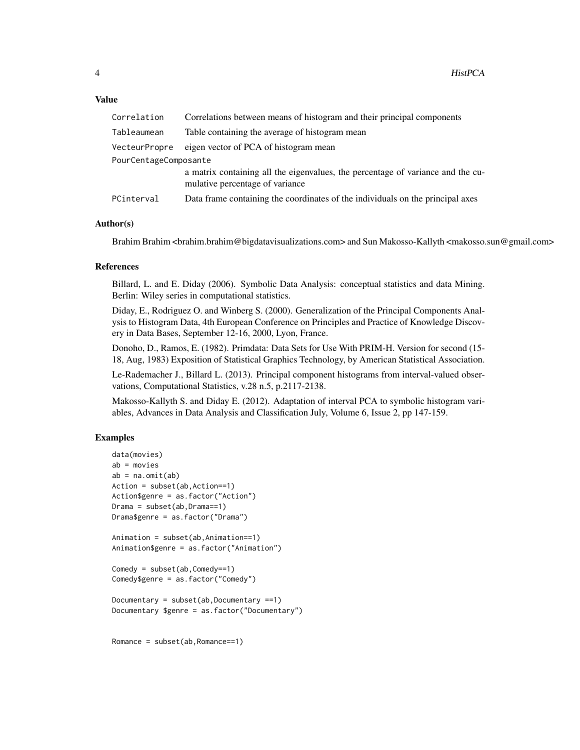## Value

| | |
|---|---|
| Correlation | Correlations between means of histogram and their principal components |
| Tableaumean | Table containing the average of histogram mean |
| VecteurPropre | eigen vector of PCA of histogram mean |
| PourCentageComposante | a matrix containing all the eigenvalues, the percentage of variance and the cumulative percentage of variance |
| PCinterval | Data frame containing the coordinates of the individuals on the principal axes |

## Author(s)

Brahim Brahim <brahim.brahim@bigdatavisualizations.com> and Sun Makosso-Kallyth <makosso.sun@gmail.com>

## References

Billard, L. and E. Diday (2006). Symbolic Data Analysis: conceptual statistics and data Mining. Berlin: Wiley series in computational statistics.

Diday, E., Rodriguez O. and Winberg S. (2000). Generalization of the Principal Components Analysis to Histogram Data, 4th European Conference on Principles and Practice of Knowledge Discovery in Data Bases, September 12-16, 2000, Lyon, France.

Donoho, D., Ramos, E. (1982). Primdata: Data Sets for Use With PRIM-H. Version for second (15-18, Aug, 1983) Exposition of Statistical Graphics Technology, by American Statistical Association.

Le-Rademacher J., Billard L. (2013). Principal component histograms from interval-valued observations, Computational Statistics, v.28 n.5, p.2117-2138.

Makosso-Kallyth S. and Diday E. (2012). Adaptation of interval PCA to symbolic histogram variables, Advances in Data Analysis and Classification July, Volume 6, Issue 2, pp 147-159.

## Examples

```
data(movies)
ab = movies
ab = na.omit(ab)
Action = subset(ab,Action==1)
Action$genre = as.factor("Action")
Drama = subset(ab,Drama==1)
Drama$genre = as.factor("Drama")

Animation = subset(ab,Animation==1)
Animation$genre = as.factor("Animation")

Comedy = subset(ab,Comedy==1)
Comedy$genre = as.factor("Comedy")

Documentary = subset(ab,Documentary ==1)
Documentary $genre = as.factor("Documentary")


Romance = subset(ab,Romance==1)
```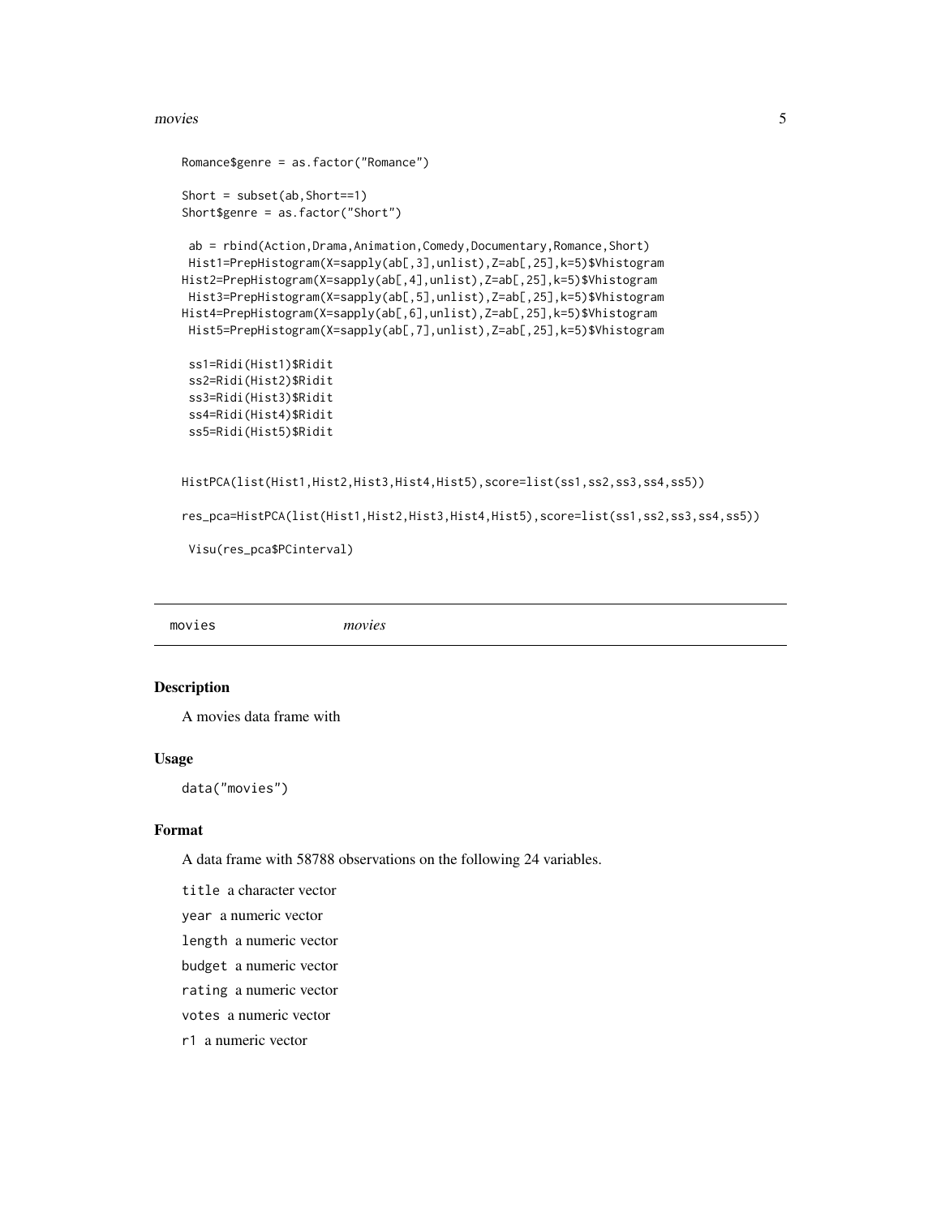```
Romance$genre = as.factor("Romance")

Short = subset(ab,Short==1)
Short$genre = as.factor("Short")

 ab = rbind(Action,Drama,Animation,Comedy,Documentary,Romance,Short)
 Hist1=PrepHistogram(X=sapply(ab[,3],unlist),Z=ab[,25],k=5)$Vhistogram
Hist2=PrepHistogram(X=sapply(ab[,4],unlist),Z=ab[,25],k=5)$Vhistogram
 Hist3=PrepHistogram(X=sapply(ab[,5],unlist),Z=ab[,25],k=5)$Vhistogram
Hist4=PrepHistogram(X=sapply(ab[,6],unlist),Z=ab[,25],k=5)$Vhistogram
 Hist5=PrepHistogram(X=sapply(ab[,7],unlist),Z=ab[,25],k=5)$Vhistogram

 ss1=Ridi(Hist1)$Ridit
 ss2=Ridi(Hist2)$Ridit
 ss3=Ridi(Hist3)$Ridit
 ss4=Ridi(Hist4)$Ridit
 ss5=Ridi(Hist5)$Ridit


HistPCA(list(Hist1,Hist2,Hist3,Hist4,Hist5),score=list(ss1,ss2,ss3,ss4,ss5))

res_pca=HistPCA(list(Hist1,Hist2,Hist3,Hist4,Hist5),score=list(ss1,ss2,ss3,ss4,ss5))

 Visu(res_pca$PCinterval)
```

---

## movies *movies*

### Description

A movies data frame with

### Usage

```
data("movies")
```

### Format

A data frame with 58788 observations on the following 24 variables.

`title` a character vector

`year` a numeric vector

`length` a numeric vector

`budget` a numeric vector

`rating` a numeric vector

`votes` a numeric vector

`r1` a numeric vector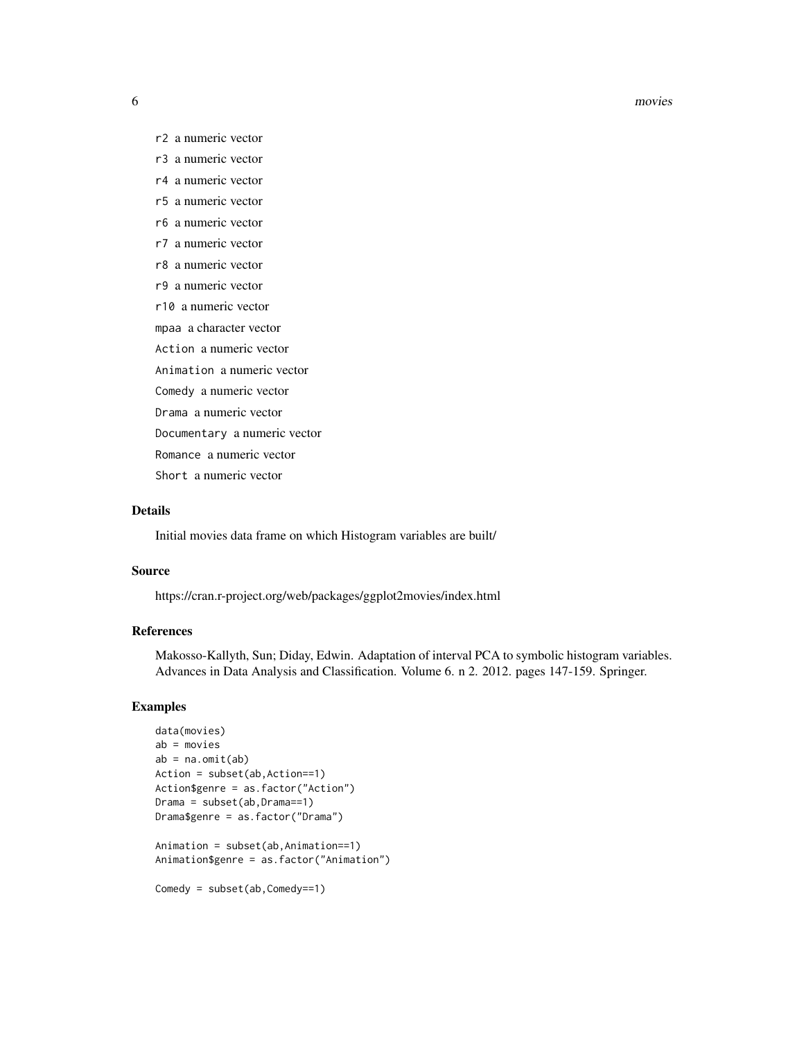- `r2` a numeric vector
- `r3` a numeric vector
- `r4` a numeric vector
- `r5` a numeric vector
- `r6` a numeric vector
- `r7` a numeric vector
- `r8` a numeric vector
- `r9` a numeric vector
- `r10` a numeric vector
- `mpaa` a character vector
- `Action` a numeric vector
- `Animation` a numeric vector
- `Comedy` a numeric vector
- `Drama` a numeric vector
- `Documentary` a numeric vector
- `Romance` a numeric vector
- `Short` a numeric vector

## Details

Initial movies data frame on which Histogram variables are built/

## Source

https://cran.r-project.org/web/packages/ggplot2movies/index.html

## References

Makosso-Kallyth, Sun; Diday, Edwin. Adaptation of interval PCA to symbolic histogram variables. Advances in Data Analysis and Classification. Volume 6. n 2. 2012. pages 147-159. Springer.

## Examples

```
data(movies)
ab = movies
ab = na.omit(ab)
Action = subset(ab,Action==1)
Action$genre = as.factor("Action")
Drama = subset(ab,Drama==1)
Drama$genre = as.factor("Drama")

Animation = subset(ab,Animation==1)
Animation$genre = as.factor("Animation")

Comedy = subset(ab,Comedy==1)
```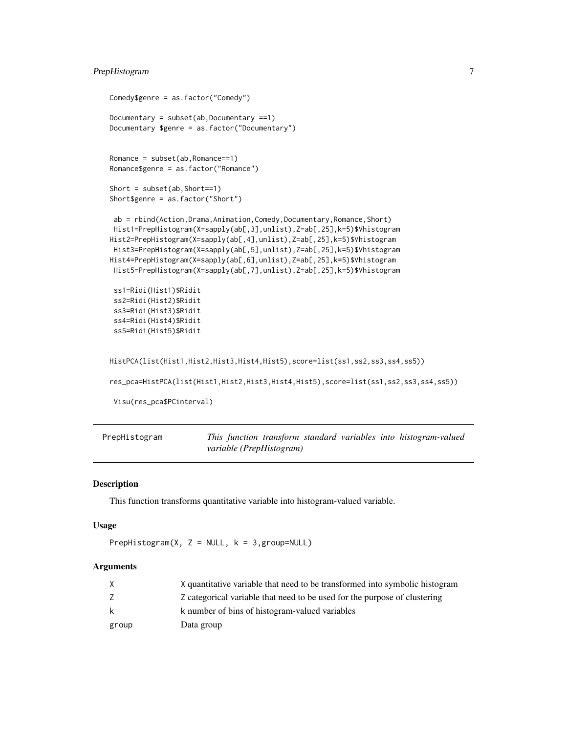```
Comedy$genre = as.factor("Comedy")

Documentary = subset(ab,Documentary ==1)
Documentary $genre = as.factor("Documentary")


Romance = subset(ab,Romance==1)
Romance$genre = as.factor("Romance")

Short = subset(ab,Short==1)
Short$genre = as.factor("Short")

 ab = rbind(Action,Drama,Animation,Comedy,Documentary,Romance,Short)
 Hist1=PrepHistogram(X=sapply(ab[,3],unlist),Z=ab[,25],k=5)$Vhistogram
Hist2=PrepHistogram(X=sapply(ab[,4],unlist),Z=ab[,25],k=5)$Vhistogram
 Hist3=PrepHistogram(X=sapply(ab[,5],unlist),Z=ab[,25],k=5)$Vhistogram
Hist4=PrepHistogram(X=sapply(ab[,6],unlist),Z=ab[,25],k=5)$Vhistogram
 Hist5=PrepHistogram(X=sapply(ab[,7],unlist),Z=ab[,25],k=5)$Vhistogram

 ss1=Ridi(Hist1)$Ridit
 ss2=Ridi(Hist2)$Ridit
 ss3=Ridi(Hist3)$Ridit
 ss4=Ridi(Hist4)$Ridit
 ss5=Ridi(Hist5)$Ridit


HistPCA(list(Hist1,Hist2,Hist3,Hist4,Hist5),score=list(ss1,ss2,ss3,ss4,ss5))

res_pca=HistPCA(list(Hist1,Hist2,Hist3,Hist4,Hist5),score=list(ss1,ss2,ss3,ss4,ss5))

 Visu(res_pca$PCinterval)
```

## PrepHistogram — *This function transform standard variables into histogram-valued variable (PrepHistogram)*

### Description

This function transforms quantitative variable into histogram-valued variable.

### Usage

```
PrepHistogram(X, Z = NULL, k = 3,group=NULL)
```

### Arguments

| | |
|---|---|
| X | X quantitative variable that need to be transformed into symbolic histogram |
| Z | Z categorical variable that need to be used for the purpose of clustering |
| k | k number of bins of histogram-valued variables |
| group | Data group |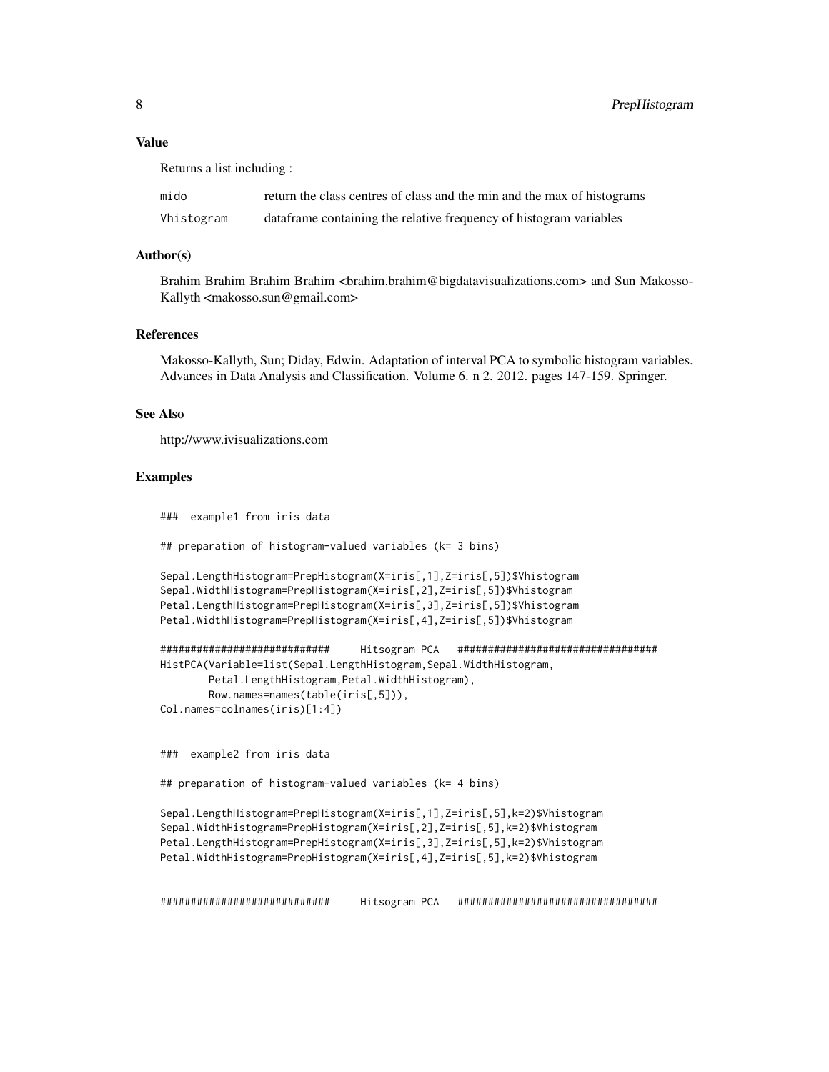## Value

Returns a list including :

| | |
|---|---|
| mido | return the class centres of class and the min and the max of histograms |
| Vhistogram | dataframe containing the relative frequency of histogram variables |

## Author(s)

Brahim Brahim Brahim Brahim <brahim.brahim@bigdatavisualizations.com> and Sun Makosso-Kallyth <makosso.sun@gmail.com>

## References

Makosso-Kallyth, Sun; Diday, Edwin. Adaptation of interval PCA to symbolic histogram variables. Advances in Data Analysis and Classification. Volume 6. n 2. 2012. pages 147-159. Springer.

## See Also

http://www.ivisualizations.com

## Examples

```
###  example1 from iris data

## preparation of histogram-valued variables (k= 3 bins)

Sepal.LengthHistogram=PrepHistogram(X=iris[,1],Z=iris[,5])$Vhistogram
Sepal.WidthHistogram=PrepHistogram(X=iris[,2],Z=iris[,5])$Vhistogram
Petal.LengthHistogram=PrepHistogram(X=iris[,3],Z=iris[,5])$Vhistogram
Petal.WidthHistogram=PrepHistogram(X=iris[,4],Z=iris[,5])$Vhistogram

###########################     Hitsogram PCA   ################################
HistPCA(Variable=list(Sepal.LengthHistogram,Sepal.WidthHistogram,
        Petal.LengthHistogram,Petal.WidthHistogram),
        Row.names=names(table(iris[,5])),
Col.names=colnames(iris)[1:4])


###  example2 from iris data

## preparation of histogram-valued variables (k= 4 bins)

Sepal.LengthHistogram=PrepHistogram(X=iris[,1],Z=iris[,5],k=2)$Vhistogram
Sepal.WidthHistogram=PrepHistogram(X=iris[,2],Z=iris[,5],k=2)$Vhistogram
Petal.LengthHistogram=PrepHistogram(X=iris[,3],Z=iris[,5],k=2)$Vhistogram
Petal.WidthHistogram=PrepHistogram(X=iris[,4],Z=iris[,5],k=2)$Vhistogram


###########################     Hitsogram PCA   ################################
```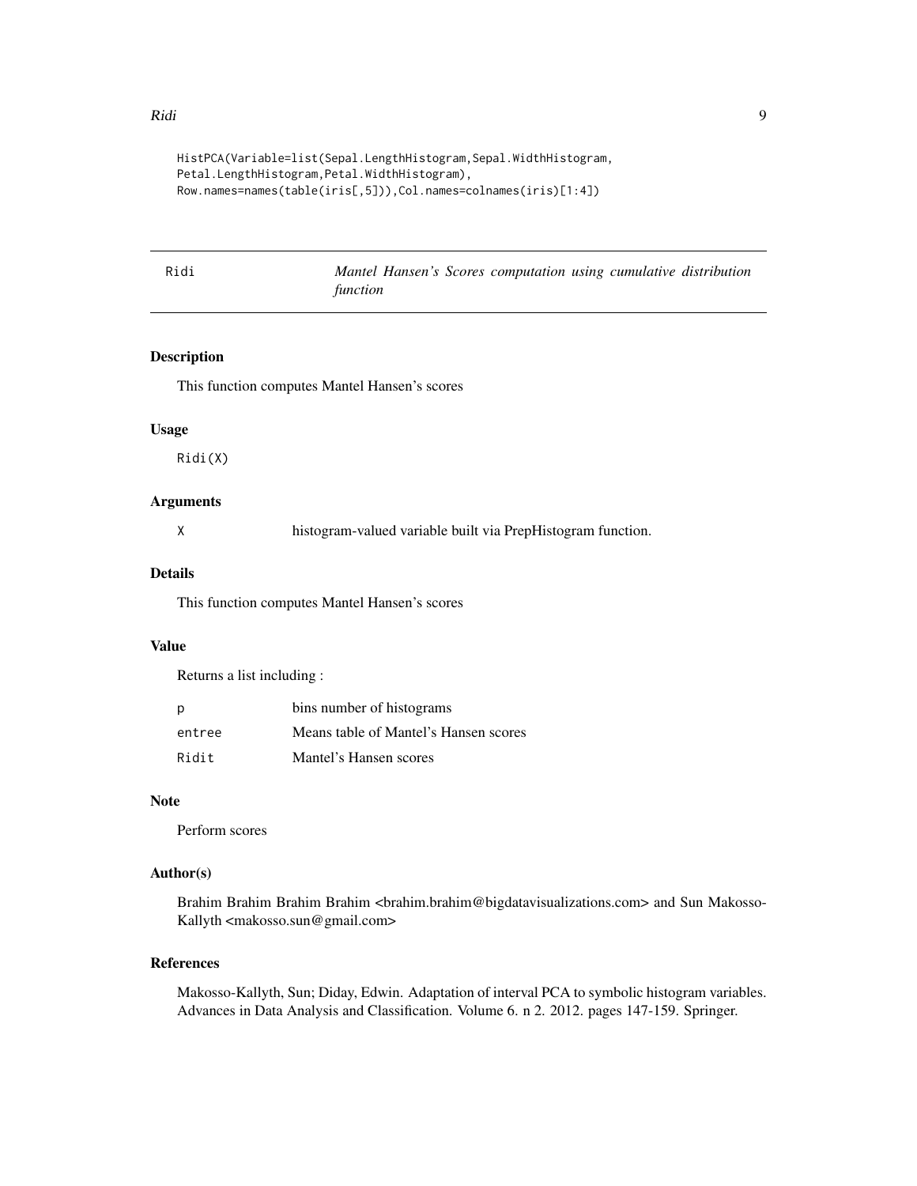```
HistPCA(Variable=list(Sepal.LengthHistogram,Sepal.WidthHistogram,
Petal.LengthHistogram,Petal.WidthHistogram),
Row.names=names(table(iris[,5])),Col.names=colnames(iris)[1:4])
```

---

## Ridi — *Mantel Hansen's Scores computation using cumulative distribution function*

---

### Description

This function computes Mantel Hansen's scores

### Usage

```
Ridi(X)
```

### Arguments

| | |
|---|---|
| `X` | histogram-valued variable built via PrepHistogram function. |

### Details

This function computes Mantel Hansen's scores

### Value

Returns a list including :

| | |
|---|---|
| `p` | bins number of histograms |
| `entree` | Means table of Mantel's Hansen scores |
| `Ridit` | Mantel's Hansen scores |

### Note

Perform scores

### Author(s)

Brahim Brahim Brahim Brahim <brahim.brahim@bigdatavisualizations.com> and Sun Makosso-Kallyth <makosso.sun@gmail.com>

### References

Makosso-Kallyth, Sun; Diday, Edwin. Adaptation of interval PCA to symbolic histogram variables. Advances in Data Analysis and Classification. Volume 6. n 2. 2012. pages 147-159. Springer.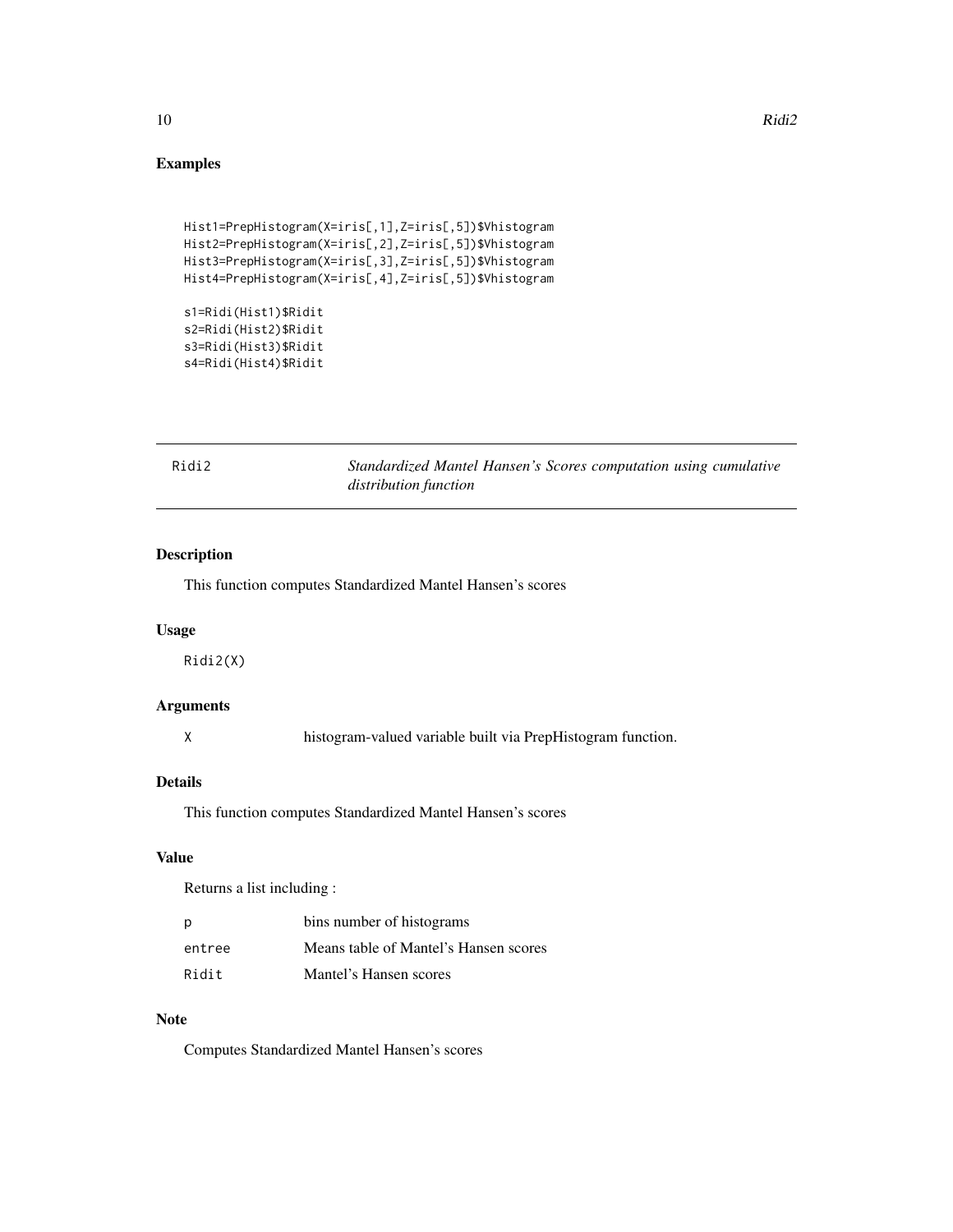## Examples

```
Hist1=PrepHistogram(X=iris[,1],Z=iris[,5])$Vhistogram
Hist2=PrepHistogram(X=iris[,2],Z=iris[,5])$Vhistogram
Hist3=PrepHistogram(X=iris[,3],Z=iris[,5])$Vhistogram
Hist4=PrepHistogram(X=iris[,4],Z=iris[,5])$Vhistogram

s1=Ridi(Hist1)$Ridit
s2=Ridi(Hist2)$Ridit
s3=Ridi(Hist3)$Ridit
s4=Ridi(Hist4)$Ridit
```

---

# Ridi2 — *Standardized Mantel Hansen's Scores computation using cumulative distribution function*

---

## Description

This function computes Standardized Mantel Hansen's scores

## Usage

```
Ridi2(X)
```

## Arguments

| | |
|---|---|
| X | histogram-valued variable built via PrepHistogram function. |

## Details

This function computes Standardized Mantel Hansen's scores

## Value

Returns a list including :

| | |
|---|---|
| p | bins number of histograms |
| entree | Means table of Mantel's Hansen scores |
| Ridit | Mantel's Hansen scores |

## Note

Computes Standardized Mantel Hansen's scores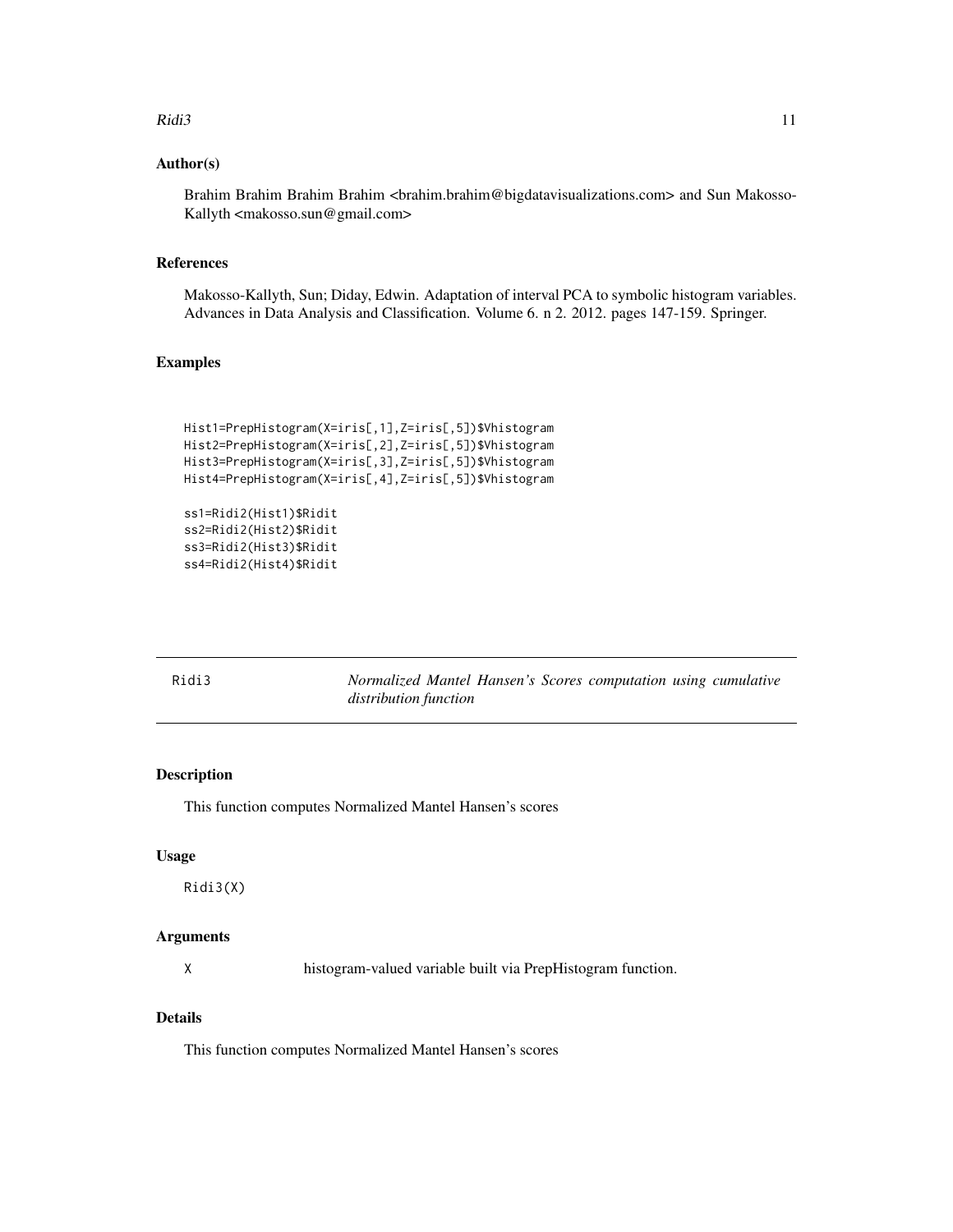### Author(s)

Brahim Brahim Brahim Brahim <brahim.brahim@bigdatavisualizations.com> and Sun Makosso-Kallyth <makosso.sun@gmail.com>

### References

Makosso-Kallyth, Sun; Diday, Edwin. Adaptation of interval PCA to symbolic histogram variables. Advances in Data Analysis and Classification. Volume 6. n 2. 2012. pages 147-159. Springer.

### Examples

```
Hist1=PrepHistogram(X=iris[,1],Z=iris[,5])$Vhistogram
Hist2=PrepHistogram(X=iris[,2],Z=iris[,5])$Vhistogram
Hist3=PrepHistogram(X=iris[,3],Z=iris[,5])$Vhistogram
Hist4=PrepHistogram(X=iris[,4],Z=iris[,5])$Vhistogram

ss1=Ridi2(Hist1)$Ridit
ss2=Ridi2(Hist2)$Ridit
ss3=Ridi2(Hist3)$Ridit
ss4=Ridi2(Hist4)$Ridit
```

---

## Ridi3 — *Normalized Mantel Hansen's Scores computation using cumulative distribution function*

---

### Description

This function computes Normalized Mantel Hansen's scores

### Usage

```
Ridi3(X)
```

### Arguments

| | |
|---|---|
| X | histogram-valued variable built via PrepHistogram function. |

### Details

This function computes Normalized Mantel Hansen's scores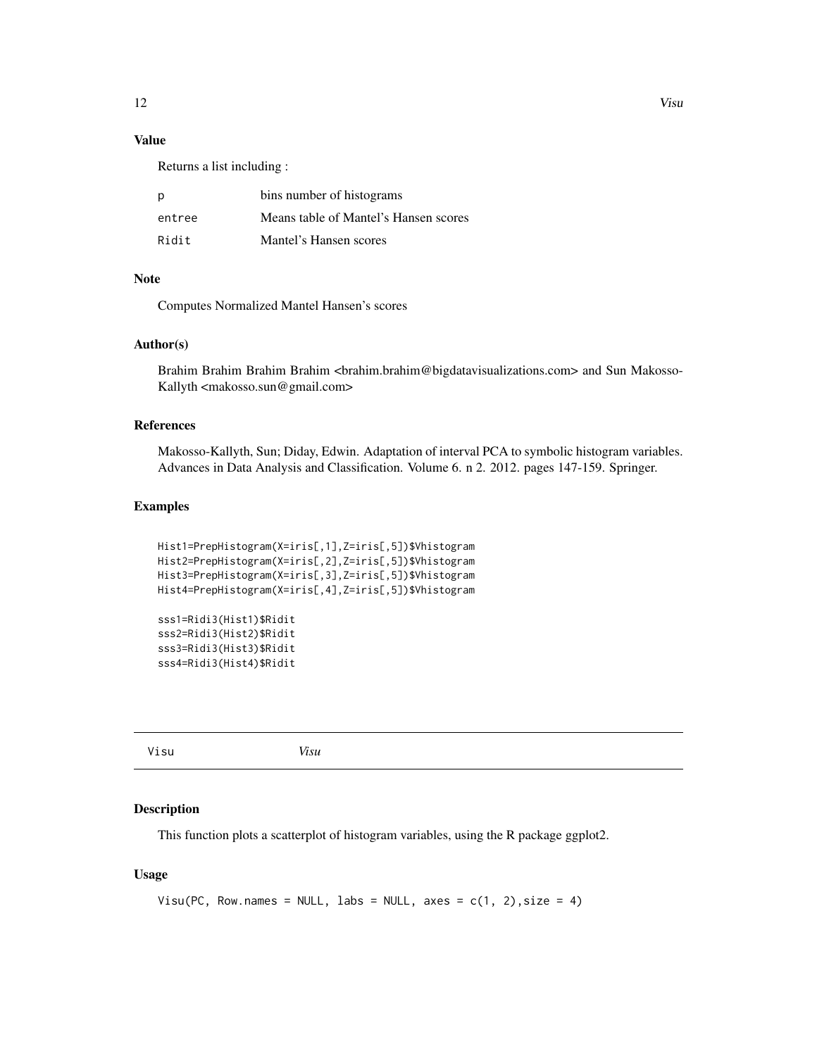### Value

Returns a list including :

| | |
|---|---|
| p | bins number of histograms |
| entree | Means table of Mantel's Hansen scores |
| Ridit | Mantel's Hansen scores |

### Note

Computes Normalized Mantel Hansen's scores

### Author(s)

Brahim Brahim Brahim Brahim <brahim.brahim@bigdatavisualizations.com> and Sun Makosso-Kallyth <makosso.sun@gmail.com>

### References

Makosso-Kallyth, Sun; Diday, Edwin. Adaptation of interval PCA to symbolic histogram variables. Advances in Data Analysis and Classification. Volume 6. n 2. 2012. pages 147-159. Springer.

### Examples

```
Hist1=PrepHistogram(X=iris[,1],Z=iris[,5])$Vhistogram
Hist2=PrepHistogram(X=iris[,2],Z=iris[,5])$Vhistogram
Hist3=PrepHistogram(X=iris[,3],Z=iris[,5])$Vhistogram
Hist4=PrepHistogram(X=iris[,4],Z=iris[,5])$Vhistogram

sss1=Ridi3(Hist1)$Ridit
sss2=Ridi3(Hist2)$Ridit
sss3=Ridi3(Hist3)$Ridit
sss4=Ridi3(Hist4)$Ridit
```

---

## Visu *Visu*

---

### Description

This function plots a scatterplot of histogram variables, using the R package ggplot2.

### Usage

```
Visu(PC, Row.names = NULL, labs = NULL, axes = c(1, 2),size = 4)
```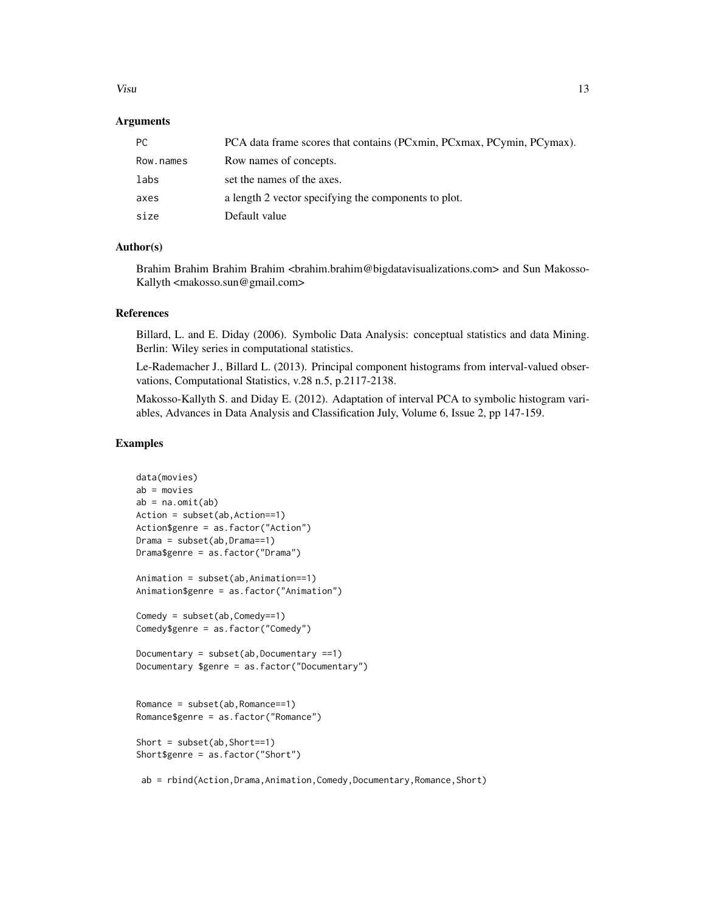## Arguments

| | |
|---|---|
| PC | PCA data frame scores that contains (PCxmin, PCxmax, PCymin, PCymax). |
| Row.names | Row names of concepts. |
| labs | set the names of the axes. |
| axes | a length 2 vector specifying the components to plot. |
| size | Default value |

## Author(s)

Brahim Brahim Brahim Brahim <brahim.brahim@bigdatavisualizations.com> and Sun Makosso-Kallyth <makosso.sun@gmail.com>

## References

Billard, L. and E. Diday (2006). Symbolic Data Analysis: conceptual statistics and data Mining. Berlin: Wiley series in computational statistics.

Le-Rademacher J., Billard L. (2013). Principal component histograms from interval-valued observations, Computational Statistics, v.28 n.5, p.2117-2138.

Makosso-Kallyth S. and Diday E. (2012). Adaptation of interval PCA to symbolic histogram variables, Advances in Data Analysis and Classification July, Volume 6, Issue 2, pp 147-159.

## Examples

```
data(movies)
ab = movies
ab = na.omit(ab)
Action = subset(ab,Action==1)
Action$genre = as.factor("Action")
Drama = subset(ab,Drama==1)
Drama$genre = as.factor("Drama")

Animation = subset(ab,Animation==1)
Animation$genre = as.factor("Animation")

Comedy = subset(ab,Comedy==1)
Comedy$genre = as.factor("Comedy")

Documentary = subset(ab,Documentary ==1)
Documentary $genre = as.factor("Documentary")


Romance = subset(ab,Romance==1)
Romance$genre = as.factor("Romance")

Short = subset(ab,Short==1)
Short$genre = as.factor("Short")

 ab = rbind(Action,Drama,Animation,Comedy,Documentary,Romance,Short)
```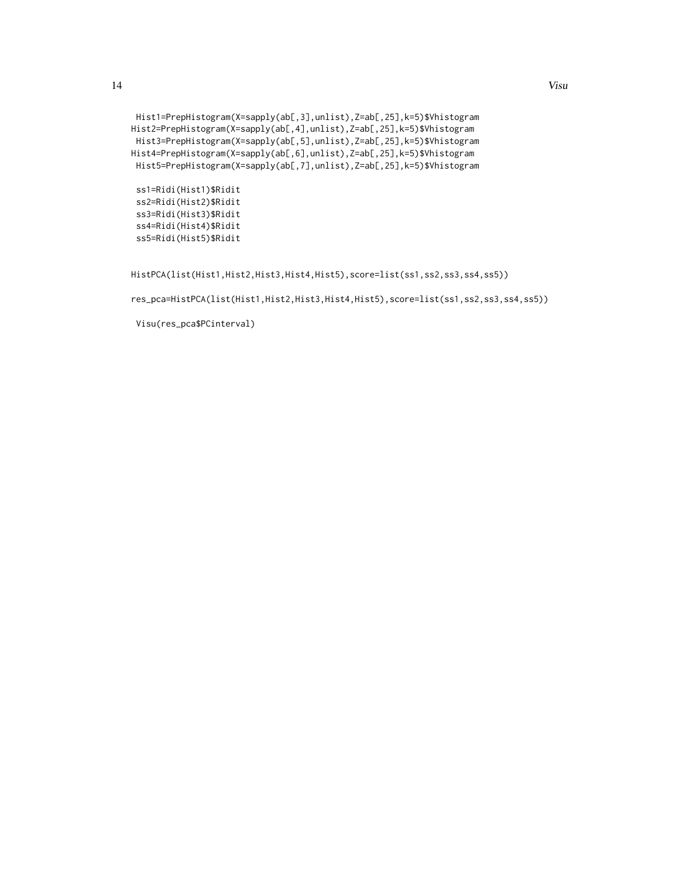```
 Hist1=PrepHistogram(X=sapply(ab[,3],unlist),Z=ab[,25],k=5)$Vhistogram
Hist2=PrepHistogram(X=sapply(ab[,4],unlist),Z=ab[,25],k=5)$Vhistogram
 Hist3=PrepHistogram(X=sapply(ab[,5],unlist),Z=ab[,25],k=5)$Vhistogram
Hist4=PrepHistogram(X=sapply(ab[,6],unlist),Z=ab[,25],k=5)$Vhistogram
 Hist5=PrepHistogram(X=sapply(ab[,7],unlist),Z=ab[,25],k=5)$Vhistogram

 ss1=Ridi(Hist1)$Ridit
 ss2=Ridi(Hist2)$Ridit
 ss3=Ridi(Hist3)$Ridit
 ss4=Ridi(Hist4)$Ridit
 ss5=Ridi(Hist5)$Ridit


HistPCA(list(Hist1,Hist2,Hist3,Hist4,Hist5),score=list(ss1,ss2,ss3,ss4,ss5))

res_pca=HistPCA(list(Hist1,Hist2,Hist3,Hist4,Hist5),score=list(ss1,ss2,ss3,ss4,ss5))

 Visu(res_pca$PCinterval)
```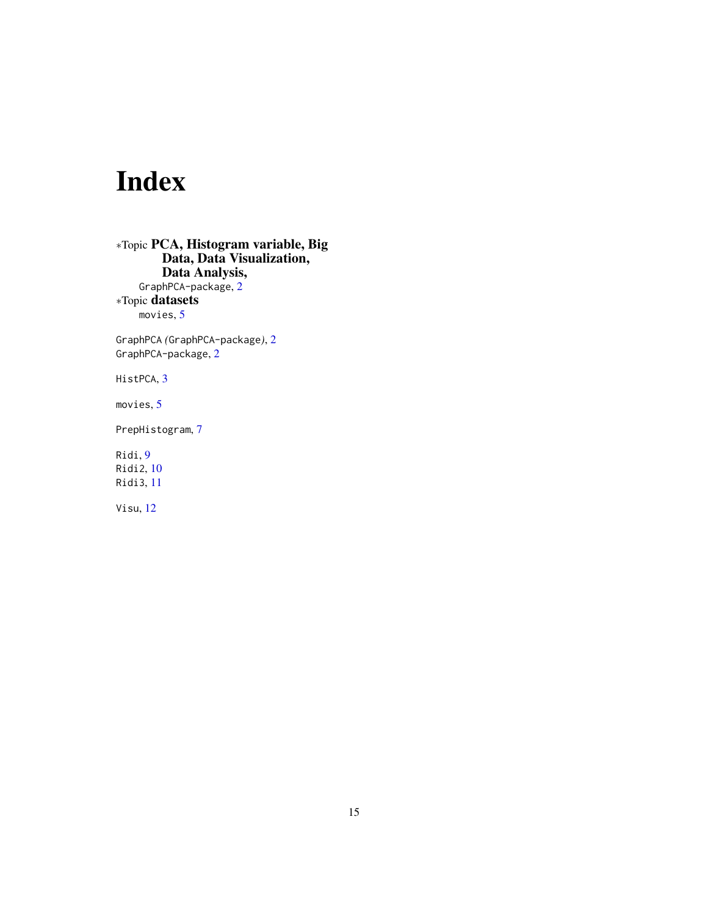# Index

∗Topic **PCA, Histogram variable, Big Data, Data Visualization, Data Analysis,**
    GraphPCA-package, 2
∗Topic **datasets**
    movies, 5

GraphPCA *(*GraphPCA-package*)*, 2
GraphPCA-package, 2

HistPCA, 3

movies, 5

PrepHistogram, 7

Ridi, 9
Ridi2, 10
Ridi3, 11

Visu, 12